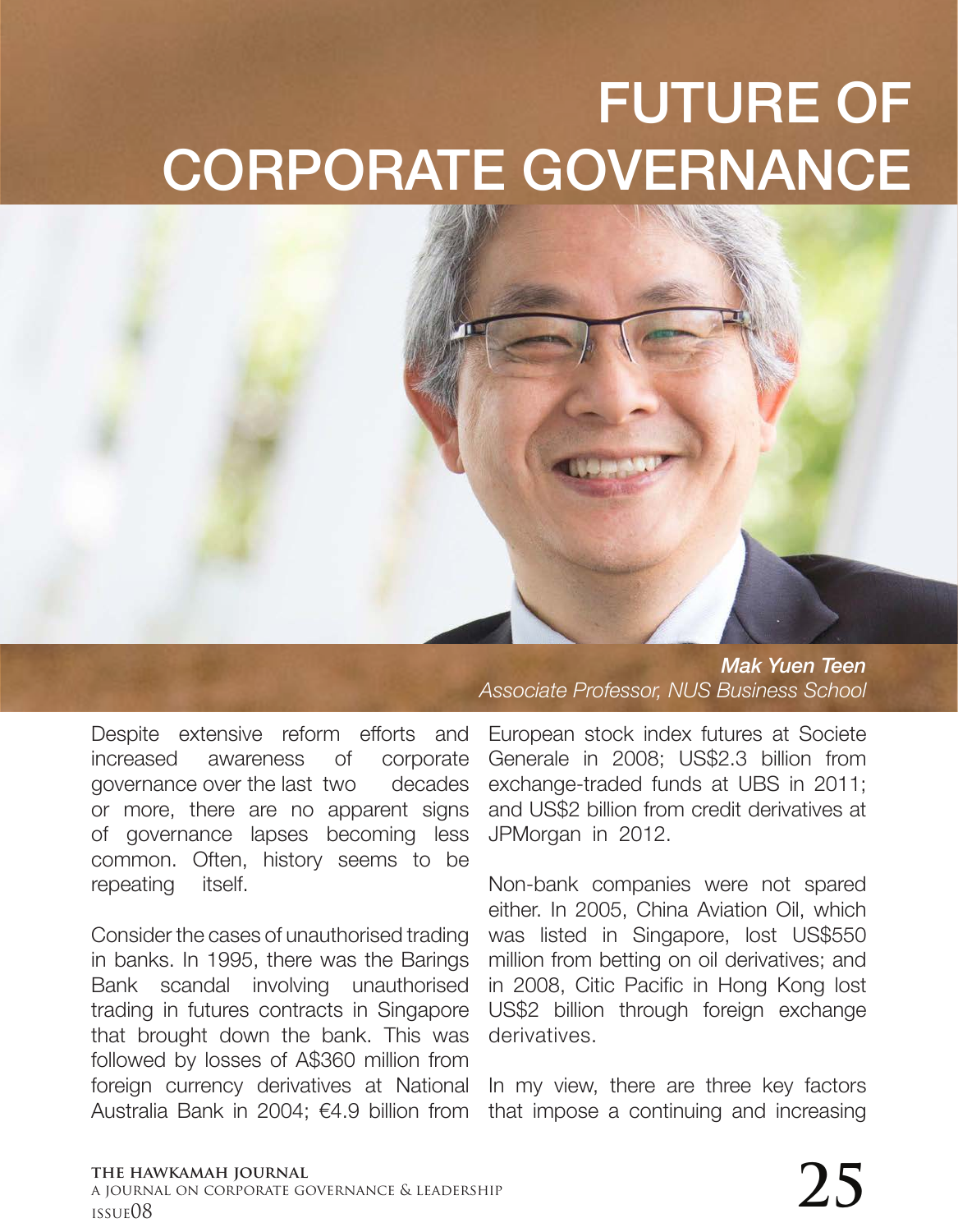# FUTURE OF CORPORATE GOVERNANCE

***Mak Yuen Teen***
*Associate Professor, NUS Business School*

Despite extensive reform efforts and increased awareness of corporate governance over the last two decades or more, there are no apparent signs of governance lapses becoming less common. Often, history seems to be repeating itself.

Consider the cases of unauthorised trading in banks. In 1995, there was the Barings Bank scandal involving unauthorised trading in futures contracts in Singapore that brought down the bank. This was followed by losses of A$360 million from foreign currency derivatives at National Australia Bank in 2004; €4.9 billion from European stock index futures at Societe Generale in 2008; US$2.3 billion from exchange-traded funds at UBS in 2011; and US$2 billion from credit derivatives at JPMorgan in 2012.

Non-bank companies were not spared either. In 2005, China Aviation Oil, which was listed in Singapore, lost US$550 million from betting on oil derivatives; and in 2008, Citic Pacific in Hong Kong lost US$2 billion through foreign exchange derivatives.

In my view, there are three key factors that impose a continuing and increasing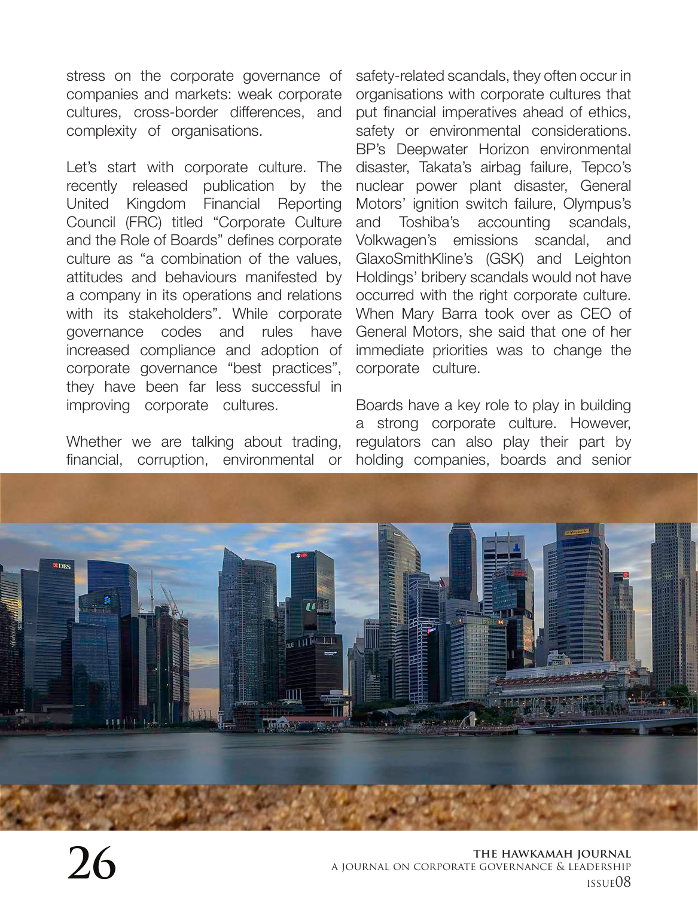stress on the corporate governance of companies and markets: weak corporate cultures, cross-border differences, and complexity of organisations.

Let's start with corporate culture. The recently released publication by the United Kingdom Financial Reporting Council (FRC) titled "Corporate Culture and the Role of Boards" defines corporate culture as "a combination of the values, attitudes and behaviours manifested by a company in its operations and relations with its stakeholders". While corporate governance codes and rules have increased compliance and adoption of corporate governance "best practices", they have been far less successful in improving corporate cultures.

Whether we are talking about trading, financial, corruption, environmental or safety-related scandals, they often occur in organisations with corporate cultures that put financial imperatives ahead of ethics, safety or environmental considerations. BP's Deepwater Horizon environmental disaster, Takata's airbag failure, Tepco's nuclear power plant disaster, General Motors' ignition switch failure, Olympus's and Toshiba's accounting scandals, Volkwagen's emissions scandal, and GlaxoSmithKline's (GSK) and Leighton Holdings' bribery scandals would not have occurred with the right corporate culture. When Mary Barra took over as CEO of General Motors, she said that one of her immediate priorities was to change the corporate culture.

Boards have a key role to play in building a strong corporate culture. However, regulators can also play their part by holding companies, boards and senior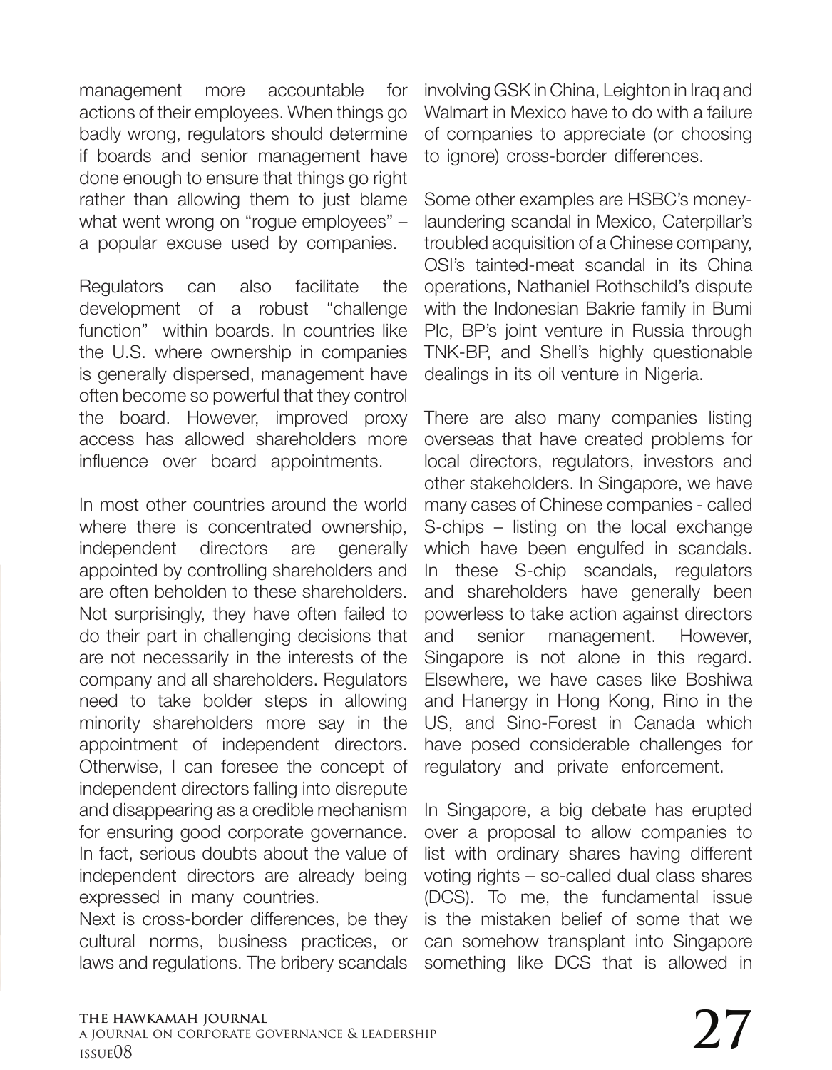management more accountable for actions of their employees. When things go badly wrong, regulators should determine if boards and senior management have done enough to ensure that things go right rather than allowing them to just blame what went wrong on "rogue employees" – a popular excuse used by companies.

Regulators can also facilitate the development of a robust "challenge function" within boards. In countries like the U.S. where ownership in companies is generally dispersed, management have often become so powerful that they control the board. However, improved proxy access has allowed shareholders more influence over board appointments.

In most other countries around the world where there is concentrated ownership, independent directors are generally appointed by controlling shareholders and are often beholden to these shareholders. Not surprisingly, they have often failed to do their part in challenging decisions that are not necessarily in the interests of the company and all shareholders. Regulators need to take bolder steps in allowing minority shareholders more say in the appointment of independent directors. Otherwise, I can foresee the concept of independent directors falling into disrepute and disappearing as a credible mechanism for ensuring good corporate governance. In fact, serious doubts about the value of independent directors are already being expressed in many countries.

Next is cross-border differences, be they cultural norms, business practices, or laws and regulations. The bribery scandals involving GSK in China, Leighton in Iraq and Walmart in Mexico have to do with a failure of companies to appreciate (or choosing to ignore) cross-border differences.

Some other examples are HSBC's money-laundering scandal in Mexico, Caterpillar's troubled acquisition of a Chinese company, OSI's tainted-meat scandal in its China operations, Nathaniel Rothschild's dispute with the Indonesian Bakrie family in Bumi Plc, BP's joint venture in Russia through TNK-BP, and Shell's highly questionable dealings in its oil venture in Nigeria.

There are also many companies listing overseas that have created problems for local directors, regulators, investors and other stakeholders. In Singapore, we have many cases of Chinese companies - called S-chips – listing on the local exchange which have been engulfed in scandals. In these S-chip scandals, regulators and shareholders have generally been powerless to take action against directors and senior management. However, Singapore is not alone in this regard. Elsewhere, we have cases like Boshiwa and Hanergy in Hong Kong, Rino in the US, and Sino-Forest in Canada which have posed considerable challenges for regulatory and private enforcement.

In Singapore, a big debate has erupted over a proposal to allow companies to list with ordinary shares having different voting rights – so-called dual class shares (DCS). To me, the fundamental issue is the mistaken belief of some that we can somehow transplant into Singapore something like DCS that is allowed in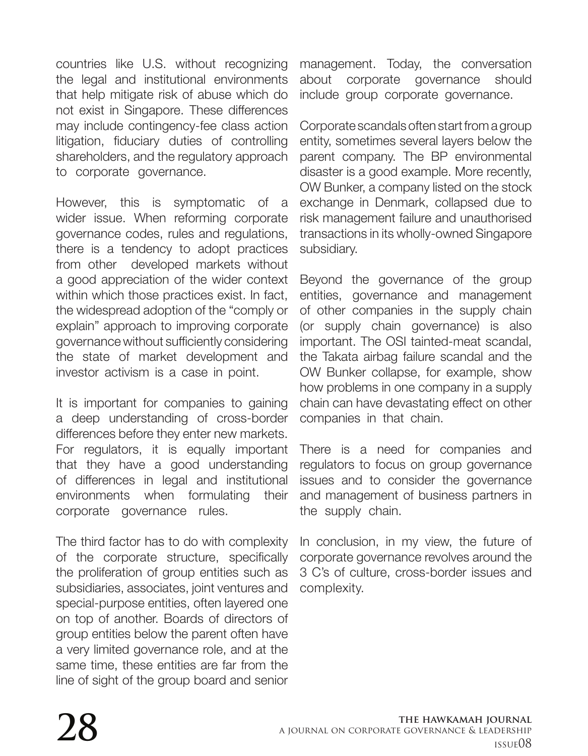countries like U.S. without recognizing the legal and institutional environments that help mitigate risk of abuse which do not exist in Singapore. These differences may include contingency-fee class action litigation, fiduciary duties of controlling shareholders, and the regulatory approach to corporate governance.

However, this is symptomatic of a wider issue. When reforming corporate governance codes, rules and regulations, there is a tendency to adopt practices from other developed markets without a good appreciation of the wider context within which those practices exist. In fact, the widespread adoption of the "comply or explain" approach to improving corporate governance without sufficiently considering the state of market development and investor activism is a case in point.

It is important for companies to gaining a deep understanding of cross-border differences before they enter new markets. For regulators, it is equally important that they have a good understanding of differences in legal and institutional environments when formulating their corporate governance rules.

The third factor has to do with complexity of the corporate structure, specifically the proliferation of group entities such as subsidiaries, associates, joint ventures and special-purpose entities, often layered one on top of another. Boards of directors of group entities below the parent often have a very limited governance role, and at the same time, these entities are far from the line of sight of the group board and senior management. Today, the conversation about corporate governance should include group corporate governance.

Corporate scandals often start from a group entity, sometimes several layers below the parent company. The BP environmental disaster is a good example. More recently, OW Bunker, a company listed on the stock exchange in Denmark, collapsed due to risk management failure and unauthorised transactions in its wholly-owned Singapore subsidiary.

Beyond the governance of the group entities, governance and management of other companies in the supply chain (or supply chain governance) is also important. The OSI tainted-meat scandal, the Takata airbag failure scandal and the OW Bunker collapse, for example, show how problems in one company in a supply chain can have devastating effect on other companies in that chain.

There is a need for companies and regulators to focus on group governance issues and to consider the governance and management of business partners in the supply chain.

In conclusion, in my view, the future of corporate governance revolves around the 3 C's of culture, cross-border issues and complexity.